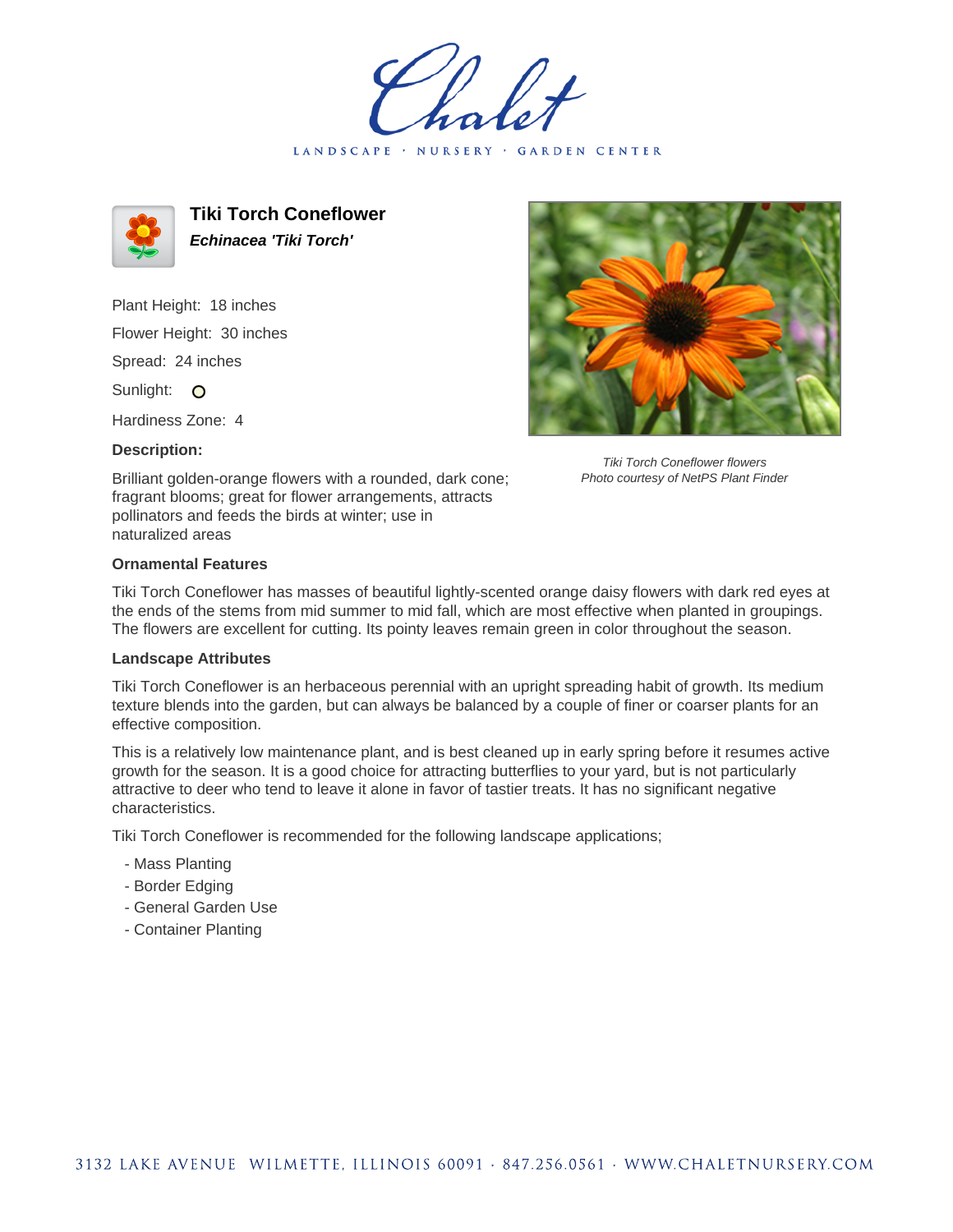# Tiki Torch Coneflower

***Echinacea 'Tiki Torch'***

Plant Height: 18 inches

Flower Height: 30 inches

Spread: 24 inches

Sunlight:

Hardiness Zone: 4

**Description:**

Brilliant golden-orange flowers with a rounded, dark cone; fragrant blooms; great for flower arrangements, attracts pollinators and feeds the birds at winter; use in naturalized areas

*Tiki Torch Coneflower flowers*
*Photo courtesy of NetPS Plant Finder*

**Ornamental Features**

Tiki Torch Coneflower has masses of beautiful lightly-scented orange daisy flowers with dark red eyes at the ends of the stems from mid summer to mid fall, which are most effective when planted in groupings. The flowers are excellent for cutting. Its pointy leaves remain green in color throughout the season.

**Landscape Attributes**

Tiki Torch Coneflower is an herbaceous perennial with an upright spreading habit of growth. Its medium texture blends into the garden, but can always be balanced by a couple of finer or coarser plants for an effective composition.

This is a relatively low maintenance plant, and is best cleaned up in early spring before it resumes active growth for the season. It is a good choice for attracting butterflies to your yard, but is not particularly attractive to deer who tend to leave it alone in favor of tastier treats. It has no significant negative characteristics.

Tiki Torch Coneflower is recommended for the following landscape applications;

- Mass Planting
- Border Edging
- General Garden Use
- Container Planting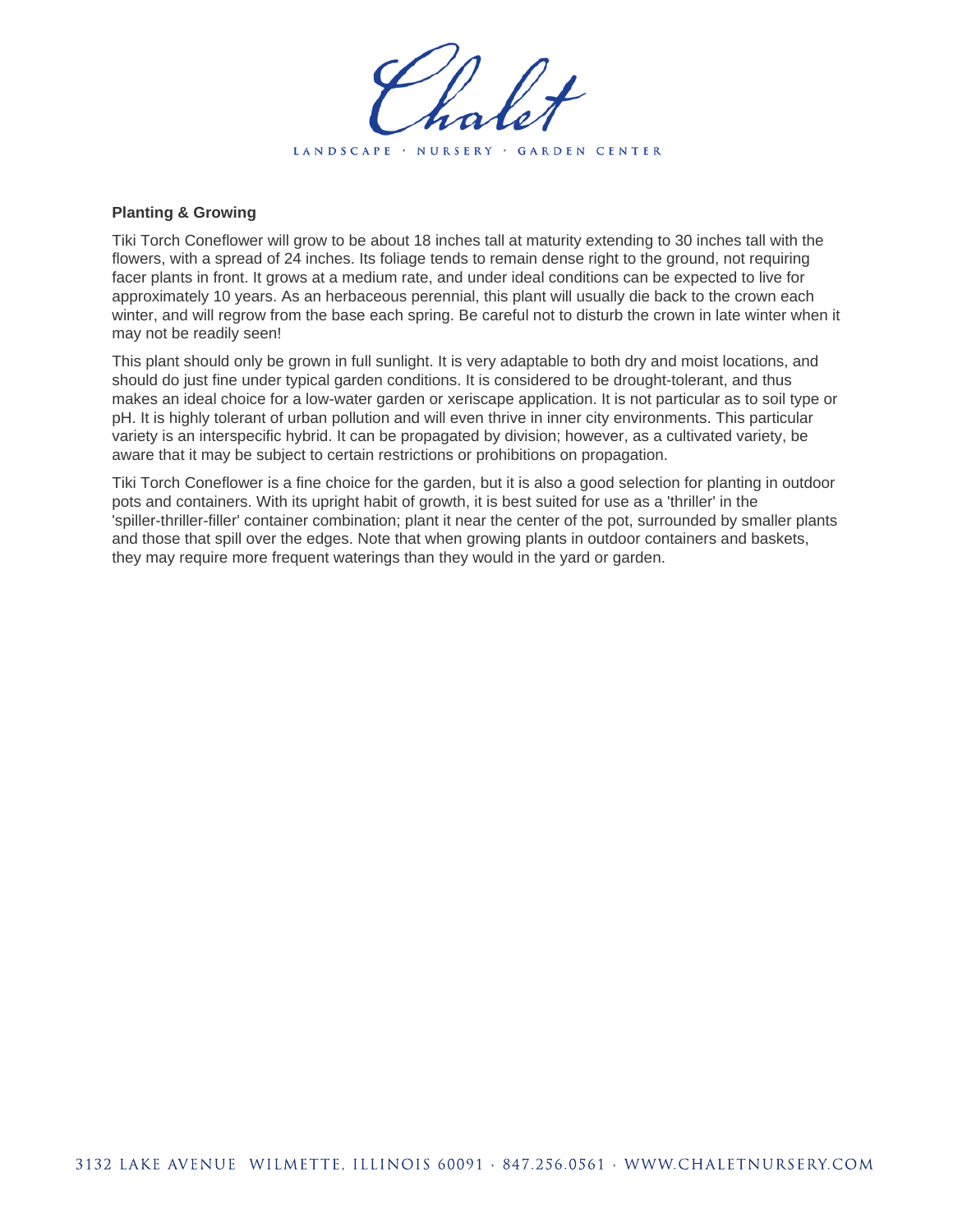**Planting & Growing**

Tiki Torch Coneflower will grow to be about 18 inches tall at maturity extending to 30 inches tall with the flowers, with a spread of 24 inches. Its foliage tends to remain dense right to the ground, not requiring facer plants in front. It grows at a medium rate, and under ideal conditions can be expected to live for approximately 10 years. As an herbaceous perennial, this plant will usually die back to the crown each winter, and will regrow from the base each spring. Be careful not to disturb the crown in late winter when it may not be readily seen!

This plant should only be grown in full sunlight. It is very adaptable to both dry and moist locations, and should do just fine under typical garden conditions. It is considered to be drought-tolerant, and thus makes an ideal choice for a low-water garden or xeriscape application. It is not particular as to soil type or pH. It is highly tolerant of urban pollution and will even thrive in inner city environments. This particular variety is an interspecific hybrid. It can be propagated by division; however, as a cultivated variety, be aware that it may be subject to certain restrictions or prohibitions on propagation.

Tiki Torch Coneflower is a fine choice for the garden, but it is also a good selection for planting in outdoor pots and containers. With its upright habit of growth, it is best suited for use as a 'thriller' in the 'spiller-thriller-filler' container combination; plant it near the center of the pot, surrounded by smaller plants and those that spill over the edges. Note that when growing plants in outdoor containers and baskets, they may require more frequent waterings than they would in the yard or garden.